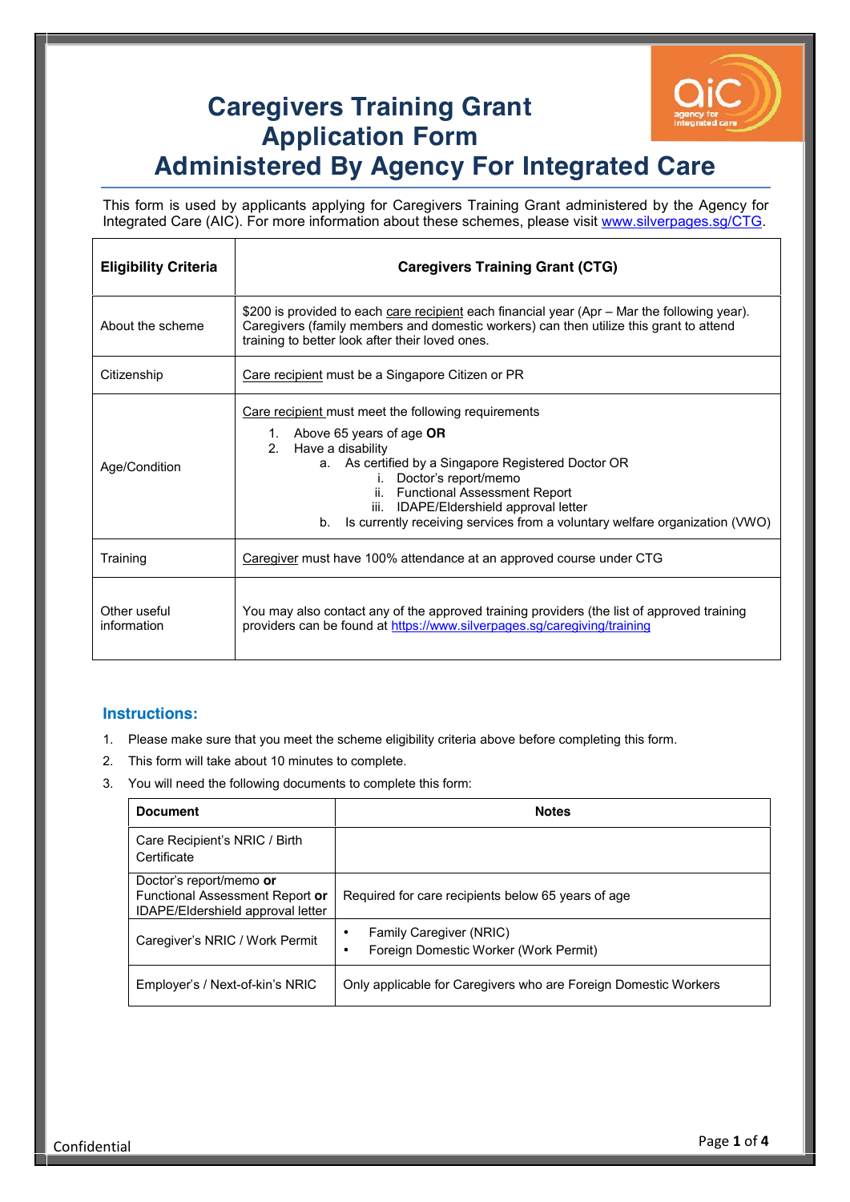# Caregivers Training Grant Application Form Administered By Agency For Integrated Care

This form is used by applicants applying for Caregivers Training Grant administered by the Agency for Integrated Care (AIC). For more information about these schemes, please visit www.silverpages.sg/CTG.

| Eligibility Criteria | Caregivers Training Grant (CTG) |
|---|---|
| About the scheme | $200 is provided to each care recipient each financial year (Apr – Mar the following year). Caregivers (family members and domestic workers) can then utilize this grant to attend training to better look after their loved ones. |
| Citizenship | Care recipient must be a Singapore Citizen or PR |
| Age/Condition | Care recipient must meet the following requirements<br>1. Above 65 years of age **OR**<br>2. Have a disability<br>a. As certified by a Singapore Registered Doctor OR<br>i. Doctor's report/memo<br>ii. Functional Assessment Report<br>iii. IDAPE/Eldershield approval letter<br>b. Is currently receiving services from a voluntary welfare organization (VWO) |
| Training | Caregiver must have 100% attendance at an approved course under CTG |
| Other useful information | You may also contact any of the approved training providers (the list of approved training providers can be found at https://www.silverpages.sg/caregiving/training |

### Instructions:

1. Please make sure that you meet the scheme eligibility criteria above before completing this form.
2. This form will take about 10 minutes to complete.
3. You will need the following documents to complete this form:

| Document | Notes |
|---|---|
| Care Recipient's NRIC / Birth Certificate | |
| Doctor's report/memo **or** Functional Assessment Report **or** IDAPE/Eldershield approval letter | Required for care recipients below 65 years of age |
| Caregiver's NRIC / Work Permit | • Family Caregiver (NRIC)<br>• Foreign Domestic Worker (Work Permit) |
| Employer's / Next-of-kin's NRIC | Only applicable for Caregivers who are Foreign Domestic Workers |

Confidential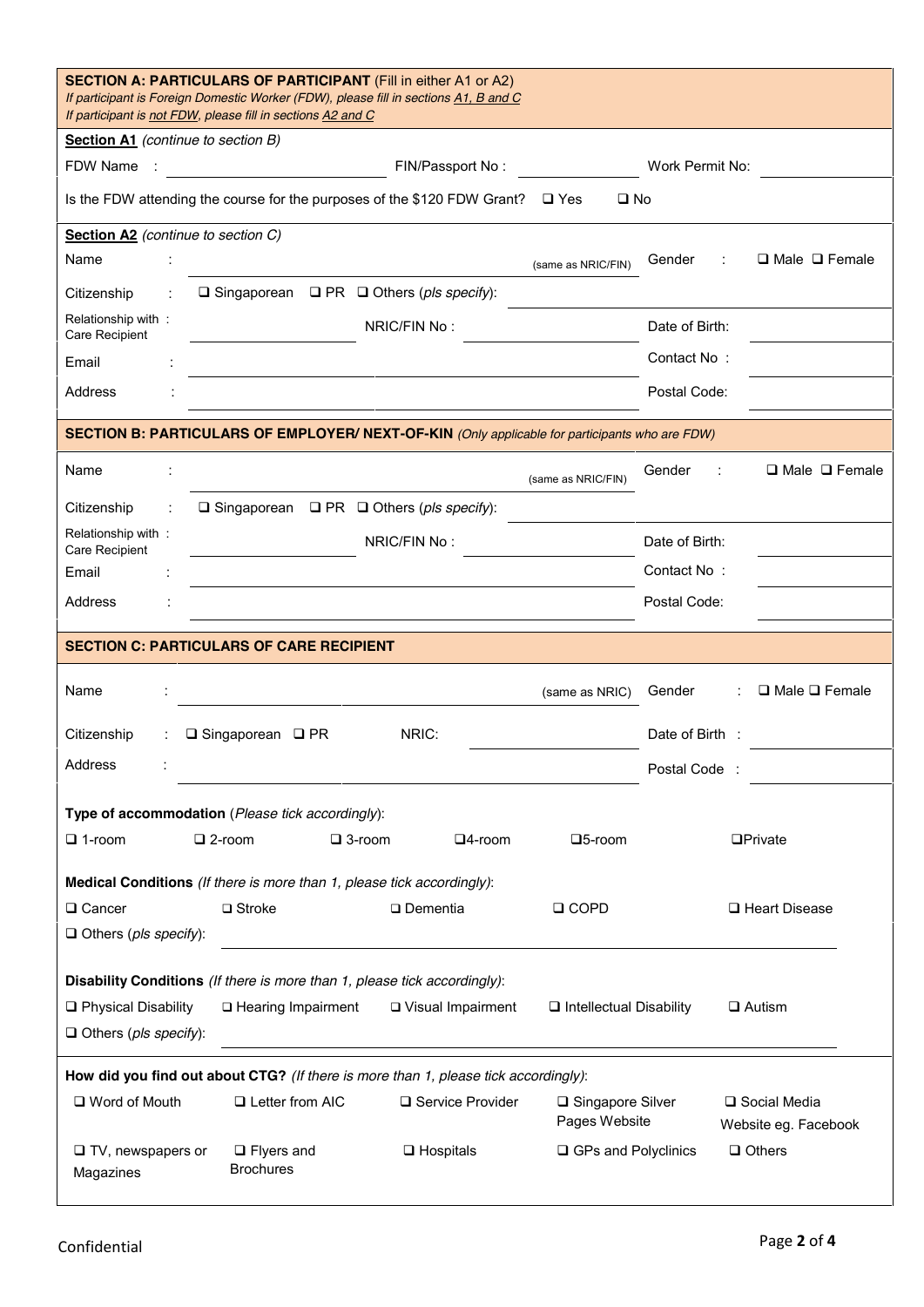## SECTION A: PARTICULARS OF PARTICIPANT (Fill in either A1 or A2)

*If participant is Foreign Domestic Worker (FDW), please fill in sections A1, B and C*
*If participant is not FDW, please fill in sections A2 and C*

**Section A1** *(continue to section B)*

FDW Name : ____________________ FIN/Passport No : ____________ Work Permit No: ____________

Is the FDW attending the course for the purposes of the $120 FDW Grant? ❑ Yes ❑ No

**Section A2** *(continue to section C)*

Name : ______________________________ (same as NRIC/FIN) Gender : ❑ Male ❑ Female

Citizenship : ❑ Singaporean ❑ PR ❑ Others (*pls specify*): ____________

Relationship with Care Recipient : ____________ NRIC/FIN No : ____________ Date of Birth: ____________

Email : ______________________________ Contact No : ____________

Address : ______________________________ Postal Code: ____________

## SECTION B: PARTICULARS OF EMPLOYER/ NEXT-OF-KIN *(Only applicable for participants who are FDW)*

Name : ______________________________ (same as NRIC/FIN) Gender : ❑ Male ❑ Female

Citizenship : ❑ Singaporean ❑ PR ❑ Others (*pls specify*): ____________

Relationship with Care Recipient : ____________ NRIC/FIN No : ____________ Date of Birth: ____________

Email : ______________________________ Contact No : ____________

Address : ______________________________ Postal Code: ____________

## SECTION C: PARTICULARS OF CARE RECIPIENT

Name : ______________________________ (same as NRIC) Gender : ❑ Male ❑ Female

Citizenship : ❑ Singaporean ❑ PR NRIC: ____________ Date of Birth : ____________

Address : ______________________________ Postal Code : ____________

**Type of accommodation** (*Please tick accordingly*):

❑ 1-room ❑ 2-room ❑ 3-room ❑4-room ❑5-room ❑Private

**Medical Conditions** *(If there is more than 1, please tick accordingly)*:

❑ Cancer ❑ Stroke ❑ Dementia ❑ COPD ❑ Heart Disease

❑ Others (*pls specify*): ______________________________

**Disability Conditions** *(If there is more than 1, please tick accordingly)*:

❑ Physical Disability ❑ Hearing Impairment ❑ Visual Impairment ❑ Intellectual Disability ❑ Autism

❑ Others (*pls specify*): ______________________________

**How did you find out about CTG?** *(If there is more than 1, please tick accordingly)*:

❑ Word of Mouth ❑ Letter from AIC ❑ Service Provider ❑ Singapore Silver Pages Website ❑ Social Media Website eg. Facebook

❑ TV, newspapers or Magazines ❑ Flyers and Brochures ❑ Hospitals ❑ GPs and Polyclinics ❑ Others

Confidential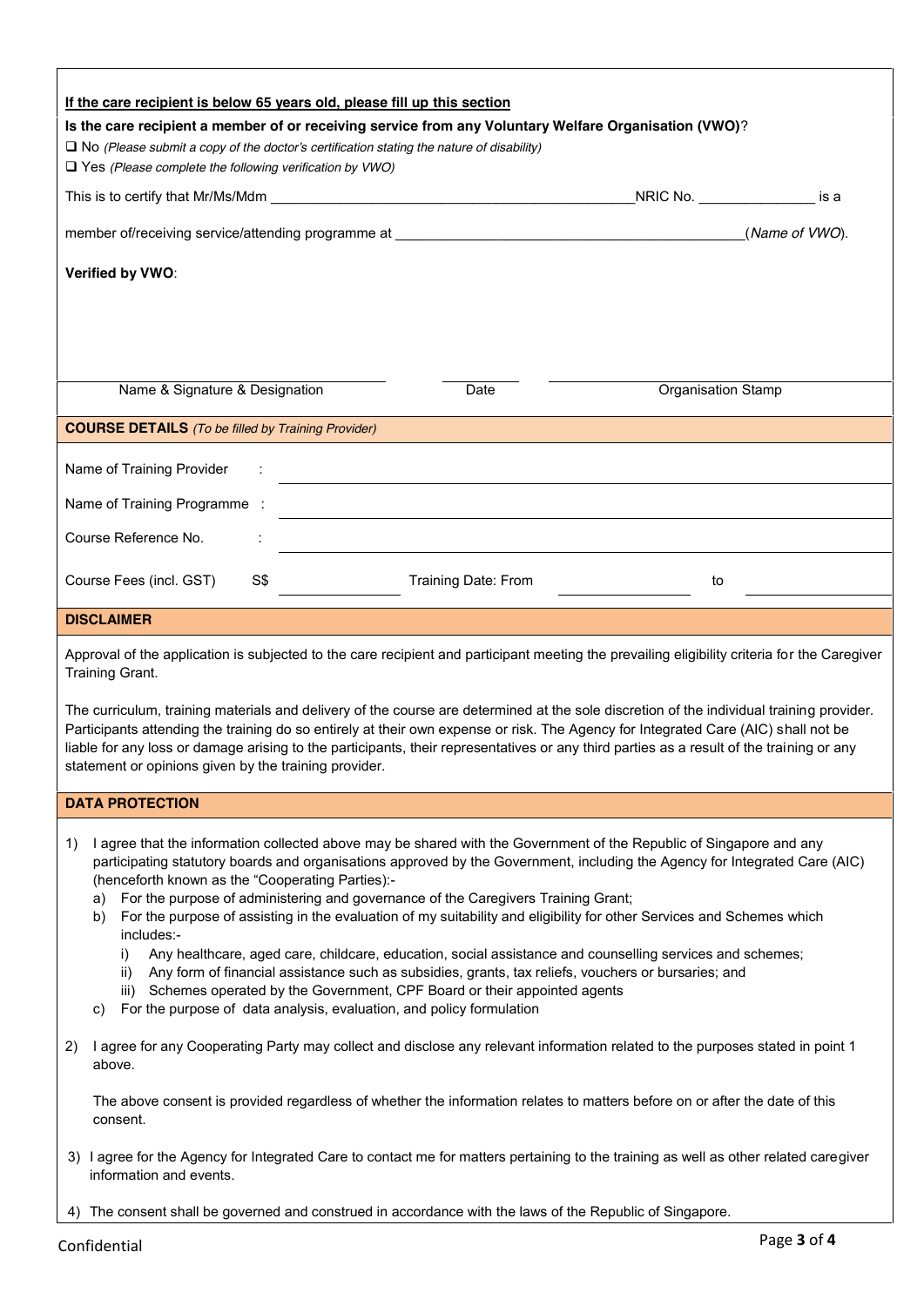**<u>If the care recipient is below 65 years old, please fill up this section</u>**

**Is the care recipient a member of or receiving service from any Voluntary Welfare Organisation (VWO)**?

❑ No *(Please submit a copy of the doctor's certification stating the nature of disability)*

❑ Yes *(Please complete the following verification by VWO)*

This is to certify that Mr/Ms/Mdm ______________________________________________NRIC No. _______________ is a

member of/receiving service/attending programme at ___________________________________________(*Name of VWO*).

**Verified by VWO**:

| Name & Signature & Designation | Date | Organisation Stamp |
|---|---|---|
| | | |

**COURSE DETAILS** *(To be filled by Training Provider)*

Name of Training Provider : ______________________________

Name of Training Programme : ______________________________

Course Reference No. : ______________________________

Course Fees (incl. GST) S$ ______________ Training Date: From ______________ to ______________

**DISCLAIMER**

Approval of the application is subjected to the care recipient and participant meeting the prevailing eligibility criteria for the Caregiver Training Grant.

The curriculum, training materials and delivery of the course are determined at the sole discretion of the individual training provider. Participants attending the training do so entirely at their own expense or risk. The Agency for Integrated Care (AIC) shall not be liable for any loss or damage arising to the participants, their representatives or any third parties as a result of the training or any statement or opinions given by the training provider.

**DATA PROTECTION**

1) I agree that the information collected above may be shared with the Government of the Republic of Singapore and any participating statutory boards and organisations approved by the Government, including the Agency for Integrated Care (AIC) (henceforth known as the "Cooperating Parties):-
   a) For the purpose of administering and governance of the Caregivers Training Grant;
   b) For the purpose of assisting in the evaluation of my suitability and eligibility for other Services and Schemes which includes:-
      i) Any healthcare, aged care, childcare, education, social assistance and counselling services and schemes;
      ii) Any form of financial assistance such as subsidies, grants, tax reliefs, vouchers or bursaries; and
      iii) Schemes operated by the Government, CPF Board or their appointed agents
   c) For the purpose of data analysis, evaluation, and policy formulation

2) I agree for any Cooperating Party may collect and disclose any relevant information related to the purposes stated in point 1 above.

   The above consent is provided regardless of whether the information relates to matters before on or after the date of this consent.

3) I agree for the Agency for Integrated Care to contact me for matters pertaining to the training as well as other related caregiver information and events.

4) The consent shall be governed and construed in accordance with the laws of the Republic of Singapore.

Confidential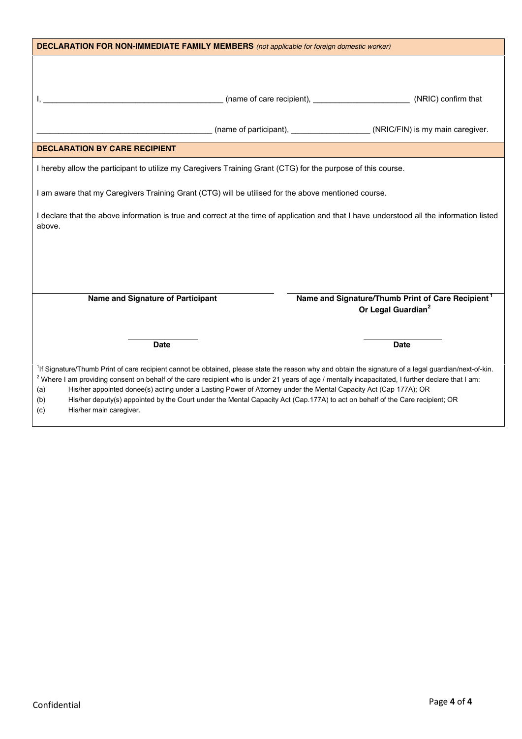**DECLARATION FOR NON-IMMEDIATE FAMILY MEMBERS** *(not applicable for foreign domestic worker)*

I, ________________________________________ (name of care recipient), ______________________ (NRIC) confirm that

________________________________________ (name of participant), __________________ (NRIC/FIN) is my main caregiver.

**DECLARATION BY CARE RECIPIENT**

I hereby allow the participant to utilize my Caregivers Training Grant (CTG) for the purpose of this course.

I am aware that my Caregivers Training Grant (CTG) will be utilised for the above mentioned course.

I declare that the above information is true and correct at the time of application and that I have understood all the information listed above.

| | |
|---|---|
| ______________________________ | ______________________________ |
| **Name and Signature of Participant** | **Name and Signature/Thumb Print of Care Recipient [1] Or Legal Guardian[2]** |
| ________________ | ________________ |
| **Date** | **Date** |

[1]If Signature/Thumb Print of care recipient cannot be obtained, please state the reason why and obtain the signature of a legal guardian/next-of-kin.

[2] Where I am providing consent on behalf of the care recipient who is under 21 years of age / mentally incapacitated, I further declare that I am:

(a) His/her appointed donee(s) acting under a Lasting Power of Attorney under the Mental Capacity Act (Cap 177A); OR

(b) His/her deputy(s) appointed by the Court under the Mental Capacity Act (Cap.177A) to act on behalf of the Care recipient; OR

(c) His/her main caregiver.

Confidential